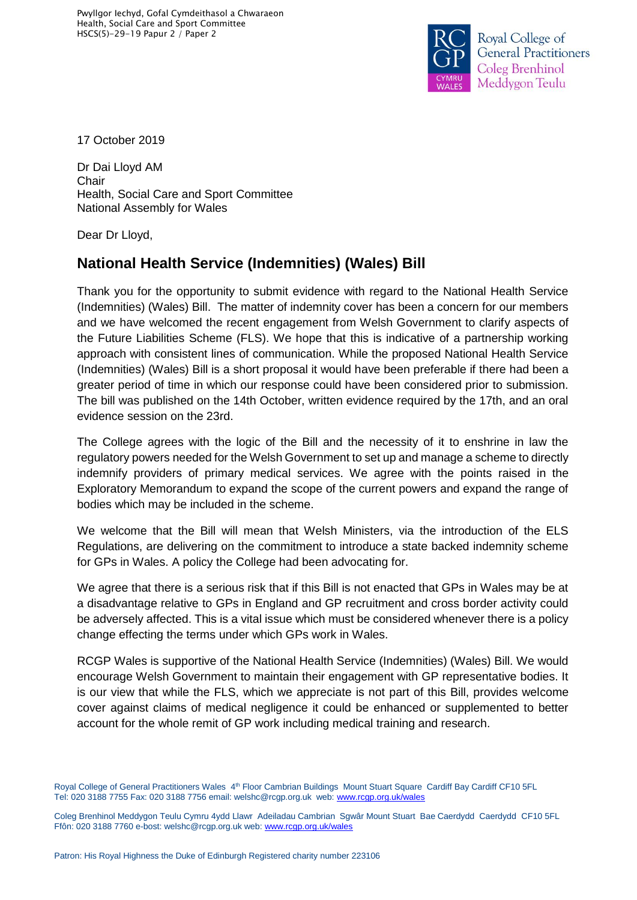Pwyllgor Iechyd, Gofal Cymdeithasol a Chwaraeon
Health, Social Care and Sport Committee
HSCS(5)-29-19 Papur 2 / Paper 2

Royal College of General Practitioners
Coleg Brenhinol Meddygon Teulu
CYMRU WALES

17 October 2019

Dr Dai Lloyd AM
Chair
Health, Social Care and Sport Committee
National Assembly for Wales

Dear Dr Lloyd,

## National Health Service (Indemnities) (Wales) Bill

Thank you for the opportunity to submit evidence with regard to the National Health Service (Indemnities) (Wales) Bill. The matter of indemnity cover has been a concern for our members and we have welcomed the recent engagement from Welsh Government to clarify aspects of the Future Liabilities Scheme (FLS). We hope that this is indicative of a partnership working approach with consistent lines of communication. While the proposed National Health Service (Indemnities) (Wales) Bill is a short proposal it would have been preferable if there had been a greater period of time in which our response could have been considered prior to submission. The bill was published on the 14th October, written evidence required by the 17th, and an oral evidence session on the 23rd.

The College agrees with the logic of the Bill and the necessity of it to enshrine in law the regulatory powers needed for the Welsh Government to set up and manage a scheme to directly indemnify providers of primary medical services. We agree with the points raised in the Exploratory Memorandum to expand the scope of the current powers and expand the range of bodies which may be included in the scheme.

We welcome that the Bill will mean that Welsh Ministers, via the introduction of the ELS Regulations, are delivering on the commitment to introduce a state backed indemnity scheme for GPs in Wales. A policy the College had been advocating for.

We agree that there is a serious risk that if this Bill is not enacted that GPs in Wales may be at a disadvantage relative to GPs in England and GP recruitment and cross border activity could be adversely affected. This is a vital issue which must be considered whenever there is a policy change effecting the terms under which GPs work in Wales.

RCGP Wales is supportive of the National Health Service (Indemnities) (Wales) Bill. We would encourage Welsh Government to maintain their engagement with GP representative bodies. It is our view that while the FLS, which we appreciate is not part of this Bill, provides welcome cover against claims of medical negligence it could be enhanced or supplemented to better account for the whole remit of GP work including medical training and research.

Royal College of General Practitioners Wales 4th Floor Cambrian Buildings Mount Stuart Square Cardiff Bay Cardiff CF10 5FL
Tel: 020 3188 7755 Fax: 020 3188 7756 email: welshc@rcgp.org.uk web: www.rcgp.org.uk/wales

Coleg Brenhinol Meddygon Teulu Cymru 4ydd Llawr Adeiladau Cambrian Sgwâr Mount Stuart Bae Caerdydd Caerdydd CF10 5FL
Ffôn: 020 3188 7760 e-bost: welshc@rcgp.org.uk web: www.rcgp.org.uk/wales

Patron: His Royal Highness the Duke of Edinburgh Registered charity number 223106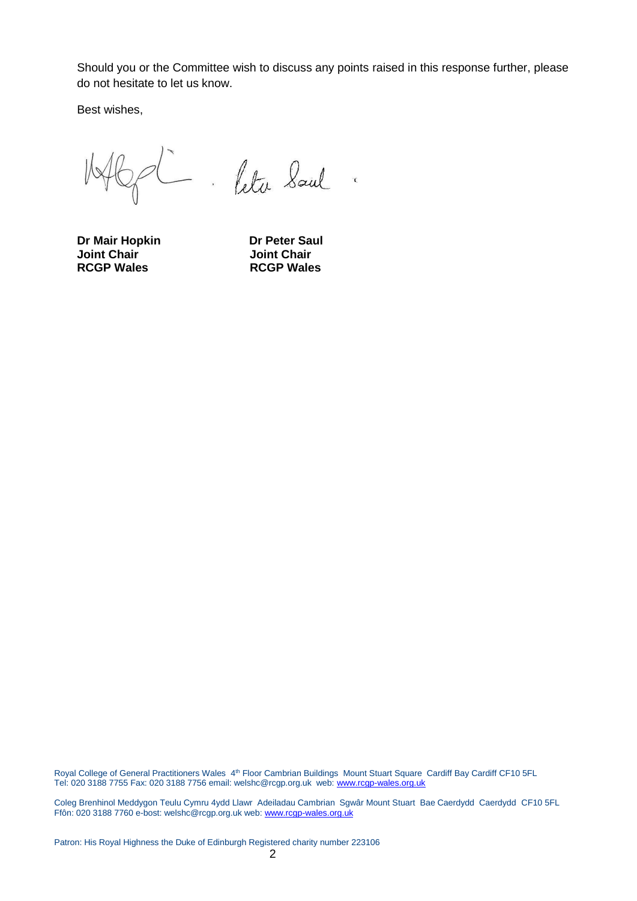Should you or the Committee wish to discuss any points raised in this response further, please do not hesitate to let us know.

Best wishes,

| | |
|---|---|
| **Dr Mair Hopkin** | **Dr Peter Saul** |
| **Joint Chair** | **Joint Chair** |
| **RCGP Wales** | **RCGP Wales** |

Royal College of General Practitioners Wales 4th Floor Cambrian Buildings Mount Stuart Square Cardiff Bay Cardiff CF10 5FL
Tel: 020 3188 7755 Fax: 020 3188 7756 email: welshc@rcgp.org.uk web: www.rcgp-wales.org.uk

Coleg Brenhinol Meddygon Teulu Cymru 4ydd Llawr Adeiladau Cambrian Sgwâr Mount Stuart Bae Caerdydd Caerdydd CF10 5FL
Ffôn: 020 3188 7760 e-bost: welshc@rcgp.org.uk web: www.rcgp-wales.org.uk

Patron: His Royal Highness the Duke of Edinburgh Registered charity number 223106